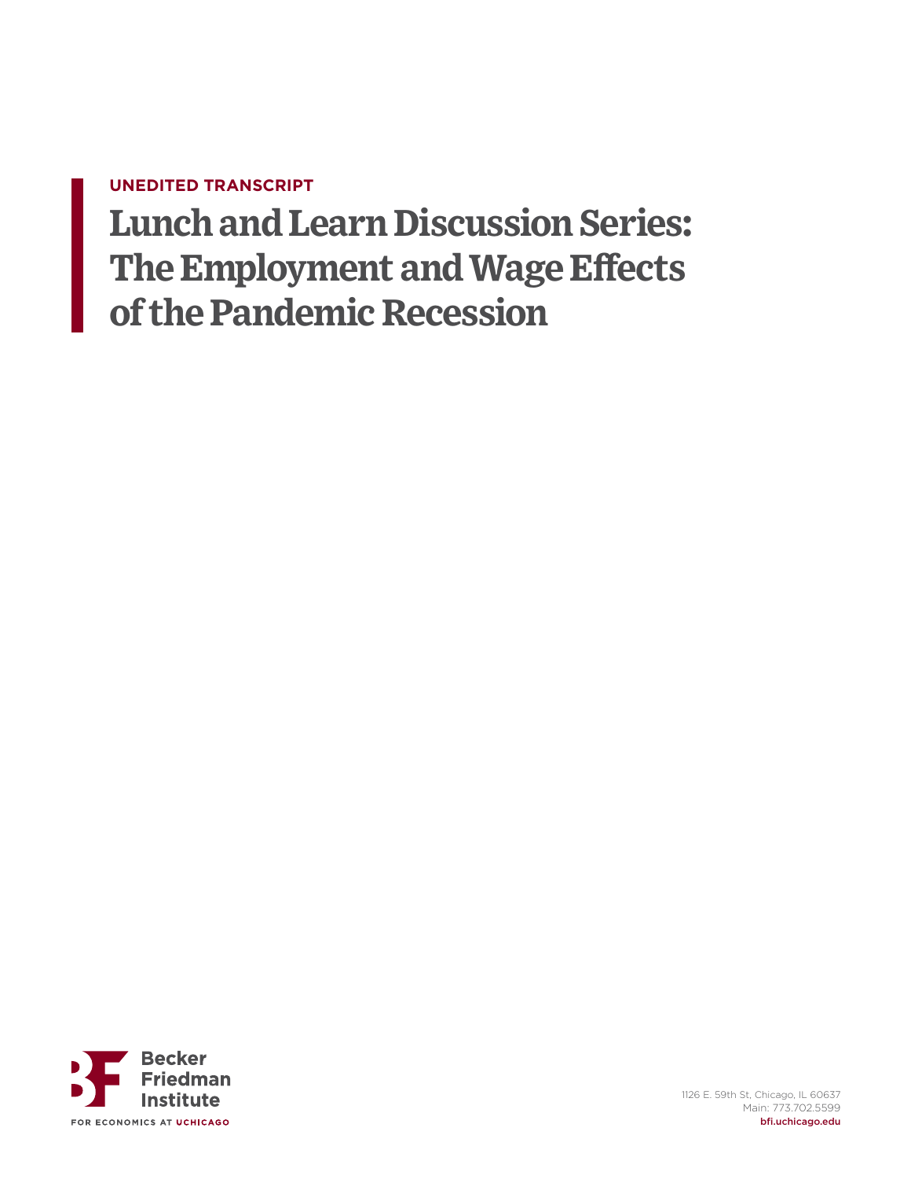UNEDITED TRANSCRIPT

# Lunch and Learn Discussion Series: The Employment and Wage Effects of the Pandemic Recession

Becker Friedman Institute
FOR ECONOMICS AT UCHICAGO

1126 E. 59th St, Chicago, IL 60637
Main: 773.702.5599
bfi.uchicago.edu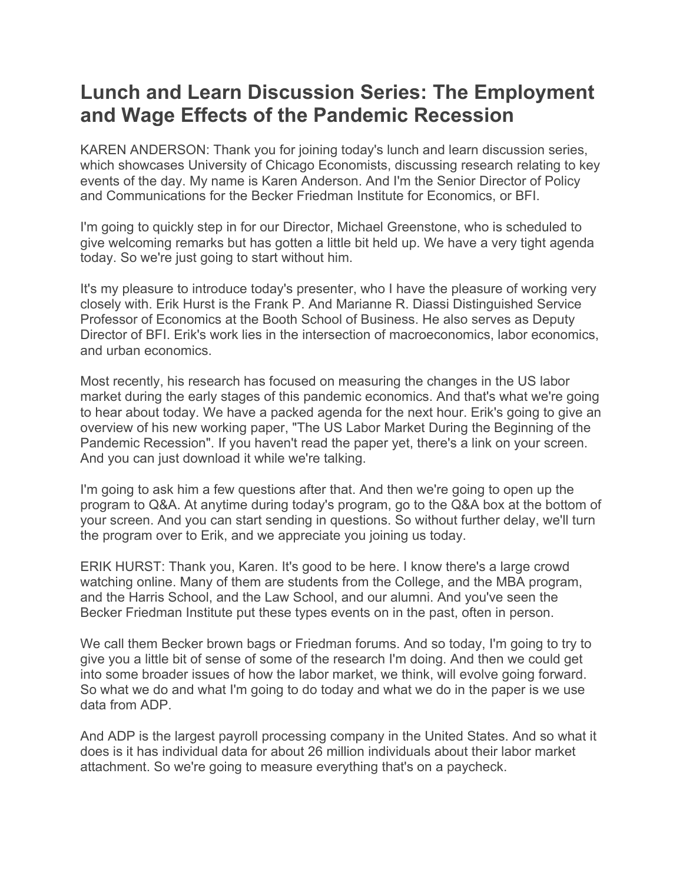# Lunch and Learn Discussion Series: The Employment and Wage Effects of the Pandemic Recession

KAREN ANDERSON: Thank you for joining today's lunch and learn discussion series, which showcases University of Chicago Economists, discussing research relating to key events of the day. My name is Karen Anderson. And I'm the Senior Director of Policy and Communications for the Becker Friedman Institute for Economics, or BFI.

I'm going to quickly step in for our Director, Michael Greenstone, who is scheduled to give welcoming remarks but has gotten a little bit held up. We have a very tight agenda today. So we're just going to start without him.

It's my pleasure to introduce today's presenter, who I have the pleasure of working very closely with. Erik Hurst is the Frank P. And Marianne R. Diassi Distinguished Service Professor of Economics at the Booth School of Business. He also serves as Deputy Director of BFI. Erik's work lies in the intersection of macroeconomics, labor economics, and urban economics.

Most recently, his research has focused on measuring the changes in the US labor market during the early stages of this pandemic economics. And that's what we're going to hear about today. We have a packed agenda for the next hour. Erik's going to give an overview of his new working paper, "The US Labor Market During the Beginning of the Pandemic Recession". If you haven't read the paper yet, there's a link on your screen. And you can just download it while we're talking.

I'm going to ask him a few questions after that. And then we're going to open up the program to Q&A. At anytime during today's program, go to the Q&A box at the bottom of your screen. And you can start sending in questions. So without further delay, we'll turn the program over to Erik, and we appreciate you joining us today.

ERIK HURST: Thank you, Karen. It's good to be here. I know there's a large crowd watching online. Many of them are students from the College, and the MBA program, and the Harris School, and the Law School, and our alumni. And you've seen the Becker Friedman Institute put these types events on in the past, often in person.

We call them Becker brown bags or Friedman forums. And so today, I'm going to try to give you a little bit of sense of some of the research I'm doing. And then we could get into some broader issues of how the labor market, we think, will evolve going forward. So what we do and what I'm going to do today and what we do in the paper is we use data from ADP.

And ADP is the largest payroll processing company in the United States. And so what it does is it has individual data for about 26 million individuals about their labor market attachment. So we're going to measure everything that's on a paycheck.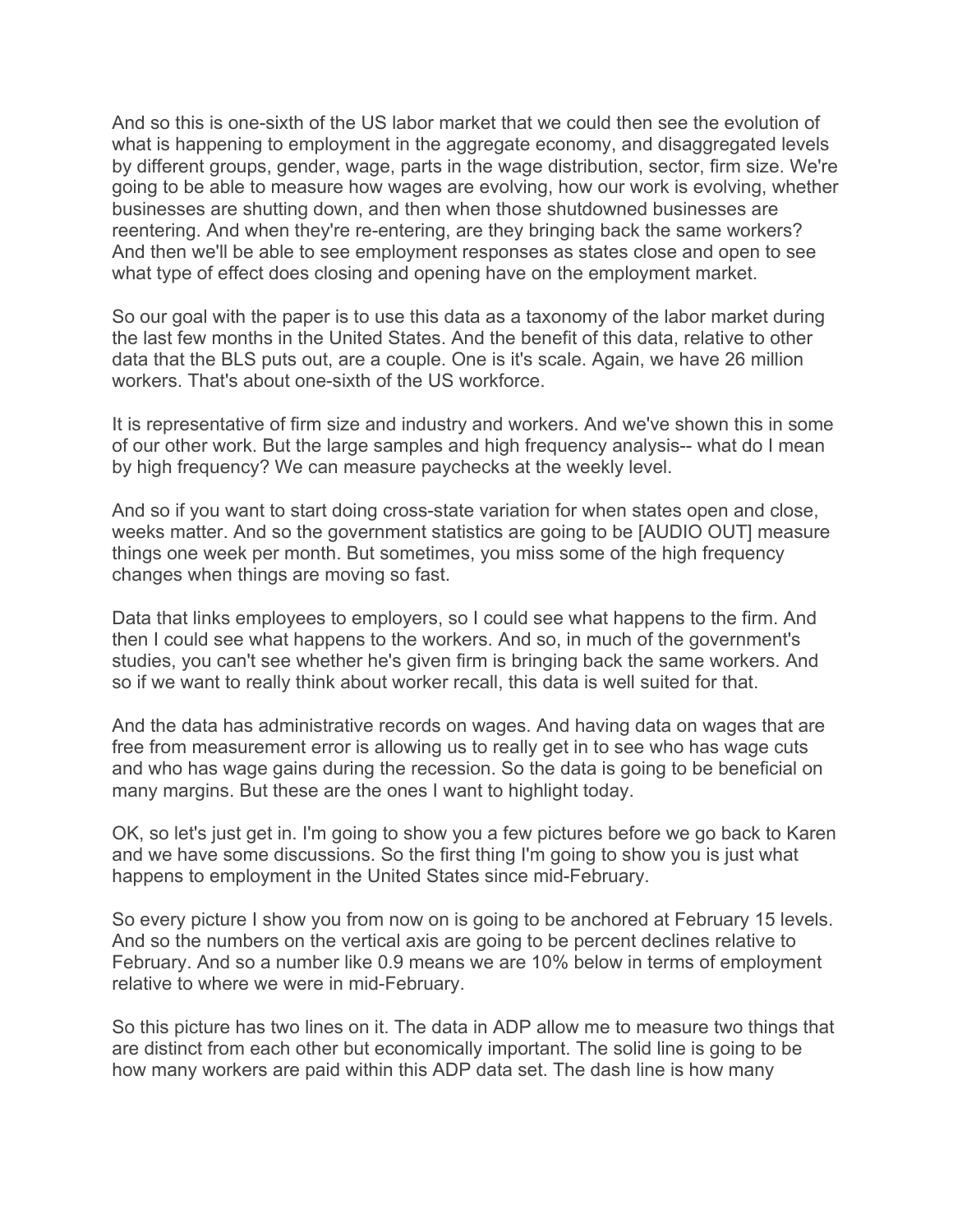And so this is one-sixth of the US labor market that we could then see the evolution of what is happening to employment in the aggregate economy, and disaggregated levels by different groups, gender, wage, parts in the wage distribution, sector, firm size. We're going to be able to measure how wages are evolving, how our work is evolving, whether businesses are shutting down, and then when those shutdowned businesses are reentering. And when they're re-entering, are they bringing back the same workers? And then we'll be able to see employment responses as states close and open to see what type of effect does closing and opening have on the employment market.

So our goal with the paper is to use this data as a taxonomy of the labor market during the last few months in the United States. And the benefit of this data, relative to other data that the BLS puts out, are a couple. One is it's scale. Again, we have 26 million workers. That's about one-sixth of the US workforce.

It is representative of firm size and industry and workers. And we've shown this in some of our other work. But the large samples and high frequency analysis-- what do I mean by high frequency? We can measure paychecks at the weekly level.

And so if you want to start doing cross-state variation for when states open and close, weeks matter. And so the government statistics are going to be [AUDIO OUT] measure things one week per month. But sometimes, you miss some of the high frequency changes when things are moving so fast.

Data that links employees to employers, so I could see what happens to the firm. And then I could see what happens to the workers. And so, in much of the government's studies, you can't see whether he's given firm is bringing back the same workers. And so if we want to really think about worker recall, this data is well suited for that.

And the data has administrative records on wages. And having data on wages that are free from measurement error is allowing us to really get in to see who has wage cuts and who has wage gains during the recession. So the data is going to be beneficial on many margins. But these are the ones I want to highlight today.

OK, so let's just get in. I'm going to show you a few pictures before we go back to Karen and we have some discussions. So the first thing I'm going to show you is just what happens to employment in the United States since mid-February.

So every picture I show you from now on is going to be anchored at February 15 levels. And so the numbers on the vertical axis are going to be percent declines relative to February. And so a number like 0.9 means we are 10% below in terms of employment relative to where we were in mid-February.

So this picture has two lines on it. The data in ADP allow me to measure two things that are distinct from each other but economically important. The solid line is going to be how many workers are paid within this ADP data set. The dash line is how many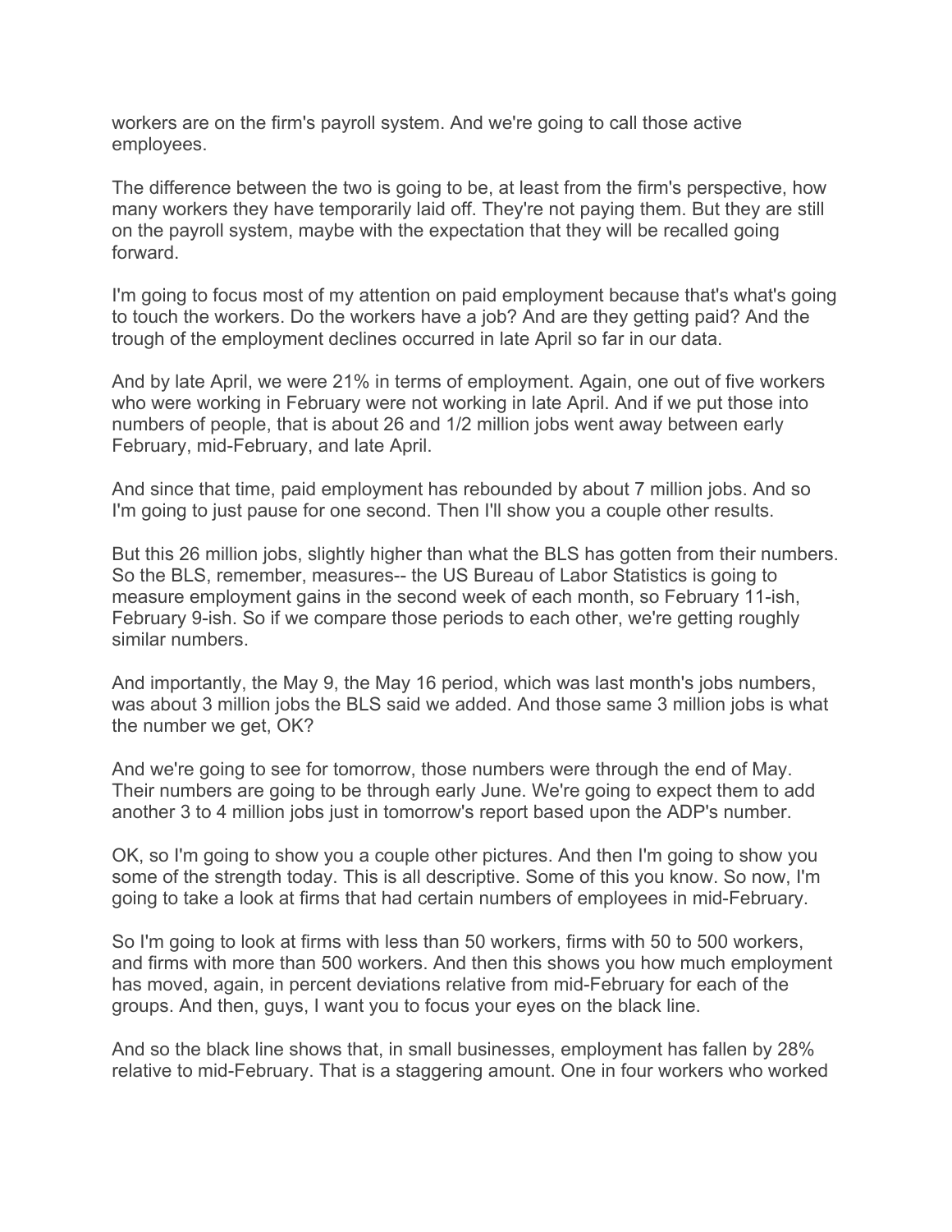workers are on the firm's payroll system. And we're going to call those active employees.

The difference between the two is going to be, at least from the firm's perspective, how many workers they have temporarily laid off. They're not paying them. But they are still on the payroll system, maybe with the expectation that they will be recalled going forward.

I'm going to focus most of my attention on paid employment because that's what's going to touch the workers. Do the workers have a job? And are they getting paid? And the trough of the employment declines occurred in late April so far in our data.

And by late April, we were 21% in terms of employment. Again, one out of five workers who were working in February were not working in late April. And if we put those into numbers of people, that is about 26 and 1/2 million jobs went away between early February, mid-February, and late April.

And since that time, paid employment has rebounded by about 7 million jobs. And so I'm going to just pause for one second. Then I'll show you a couple other results.

But this 26 million jobs, slightly higher than what the BLS has gotten from their numbers. So the BLS, remember, measures-- the US Bureau of Labor Statistics is going to measure employment gains in the second week of each month, so February 11-ish, February 9-ish. So if we compare those periods to each other, we're getting roughly similar numbers.

And importantly, the May 9, the May 16 period, which was last month's jobs numbers, was about 3 million jobs the BLS said we added. And those same 3 million jobs is what the number we get, OK?

And we're going to see for tomorrow, those numbers were through the end of May. Their numbers are going to be through early June. We're going to expect them to add another 3 to 4 million jobs just in tomorrow's report based upon the ADP's number.

OK, so I'm going to show you a couple other pictures. And then I'm going to show you some of the strength today. This is all descriptive. Some of this you know. So now, I'm going to take a look at firms that had certain numbers of employees in mid-February.

So I'm going to look at firms with less than 50 workers, firms with 50 to 500 workers, and firms with more than 500 workers. And then this shows you how much employment has moved, again, in percent deviations relative from mid-February for each of the groups. And then, guys, I want you to focus your eyes on the black line.

And so the black line shows that, in small businesses, employment has fallen by 28% relative to mid-February. That is a staggering amount. One in four workers who worked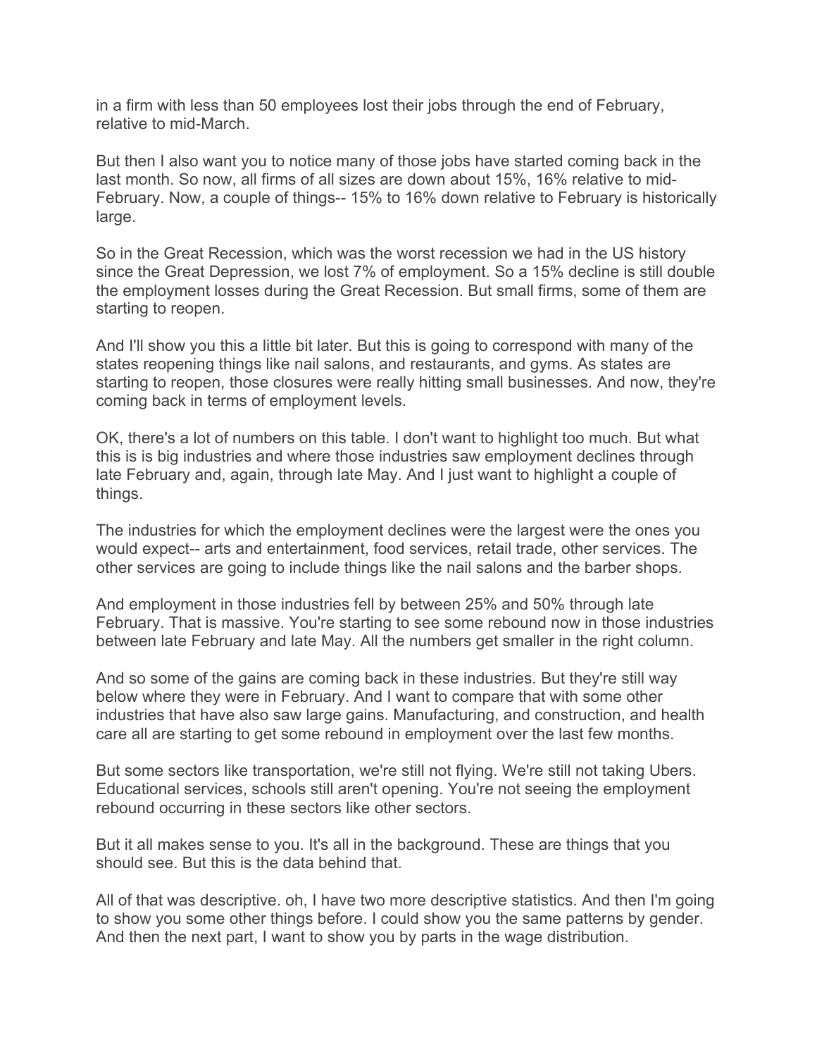in a firm with less than 50 employees lost their jobs through the end of February, relative to mid-March.

But then I also want you to notice many of those jobs have started coming back in the last month. So now, all firms of all sizes are down about 15%, 16% relative to mid-February. Now, a couple of things-- 15% to 16% down relative to February is historically large.

So in the Great Recession, which was the worst recession we had in the US history since the Great Depression, we lost 7% of employment. So a 15% decline is still double the employment losses during the Great Recession. But small firms, some of them are starting to reopen.

And I'll show you this a little bit later. But this is going to correspond with many of the states reopening things like nail salons, and restaurants, and gyms. As states are starting to reopen, those closures were really hitting small businesses. And now, they're coming back in terms of employment levels.

OK, there's a lot of numbers on this table. I don't want to highlight too much. But what this is is big industries and where those industries saw employment declines through late February and, again, through late May. And I just want to highlight a couple of things.

The industries for which the employment declines were the largest were the ones you would expect-- arts and entertainment, food services, retail trade, other services. The other services are going to include things like the nail salons and the barber shops.

And employment in those industries fell by between 25% and 50% through late February. That is massive. You're starting to see some rebound now in those industries between late February and late May. All the numbers get smaller in the right column.

And so some of the gains are coming back in these industries. But they're still way below where they were in February. And I want to compare that with some other industries that have also saw large gains. Manufacturing, and construction, and health care all are starting to get some rebound in employment over the last few months.

But some sectors like transportation, we're still not flying. We're still not taking Ubers. Educational services, schools still aren't opening. You're not seeing the employment rebound occurring in these sectors like other sectors.

But it all makes sense to you. It's all in the background. These are things that you should see. But this is the data behind that.

All of that was descriptive. oh, I have two more descriptive statistics. And then I'm going to show you some other things before. I could show you the same patterns by gender. And then the next part, I want to show you by parts in the wage distribution.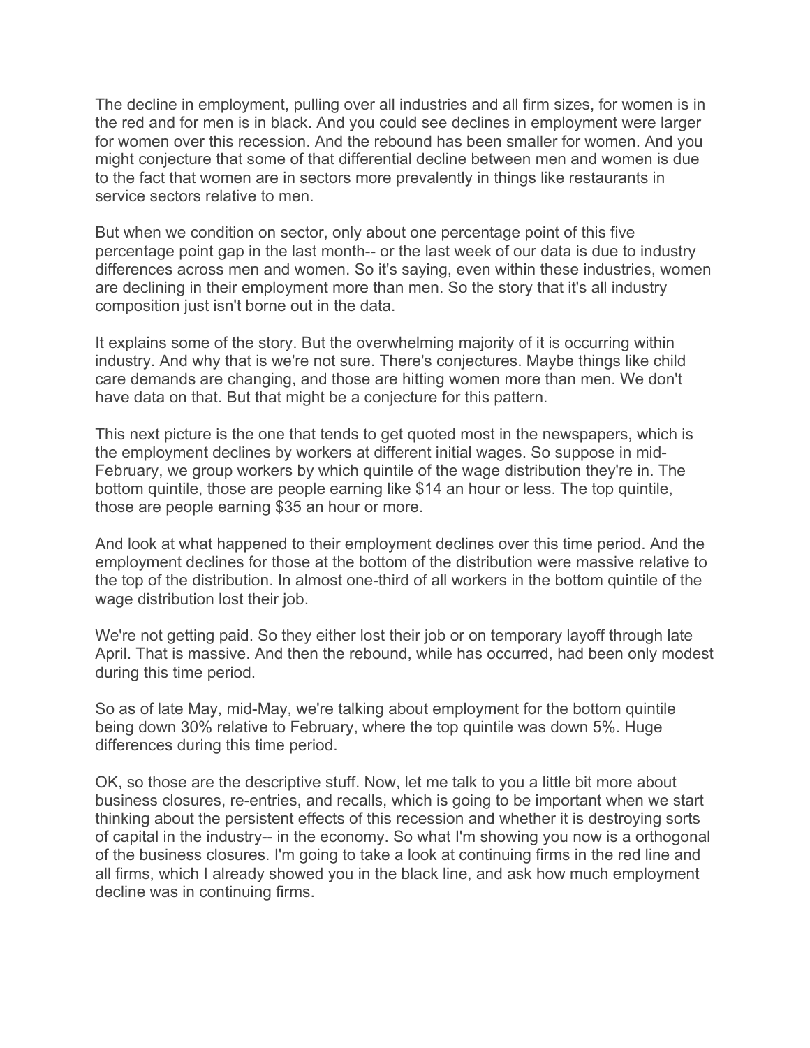The decline in employment, pulling over all industries and all firm sizes, for women is in the red and for men is in black. And you could see declines in employment were larger for women over this recession. And the rebound has been smaller for women. And you might conjecture that some of that differential decline between men and women is due to the fact that women are in sectors more prevalently in things like restaurants in service sectors relative to men.

But when we condition on sector, only about one percentage point of this five percentage point gap in the last month-- or the last week of our data is due to industry differences across men and women. So it's saying, even within these industries, women are declining in their employment more than men. So the story that it's all industry composition just isn't borne out in the data.

It explains some of the story. But the overwhelming majority of it is occurring within industry. And why that is we're not sure. There's conjectures. Maybe things like child care demands are changing, and those are hitting women more than men. We don't have data on that. But that might be a conjecture for this pattern.

This next picture is the one that tends to get quoted most in the newspapers, which is the employment declines by workers at different initial wages. So suppose in mid-February, we group workers by which quintile of the wage distribution they're in. The bottom quintile, those are people earning like $14 an hour or less. The top quintile, those are people earning $35 an hour or more.

And look at what happened to their employment declines over this time period. And the employment declines for those at the bottom of the distribution were massive relative to the top of the distribution. In almost one-third of all workers in the bottom quintile of the wage distribution lost their job.

We're not getting paid. So they either lost their job or on temporary layoff through late April. That is massive. And then the rebound, while has occurred, had been only modest during this time period.

So as of late May, mid-May, we're talking about employment for the bottom quintile being down 30% relative to February, where the top quintile was down 5%. Huge differences during this time period.

OK, so those are the descriptive stuff. Now, let me talk to you a little bit more about business closures, re-entries, and recalls, which is going to be important when we start thinking about the persistent effects of this recession and whether it is destroying sorts of capital in the industry-- in the economy. So what I'm showing you now is a orthogonal of the business closures. I'm going to take a look at continuing firms in the red line and all firms, which I already showed you in the black line, and ask how much employment decline was in continuing firms.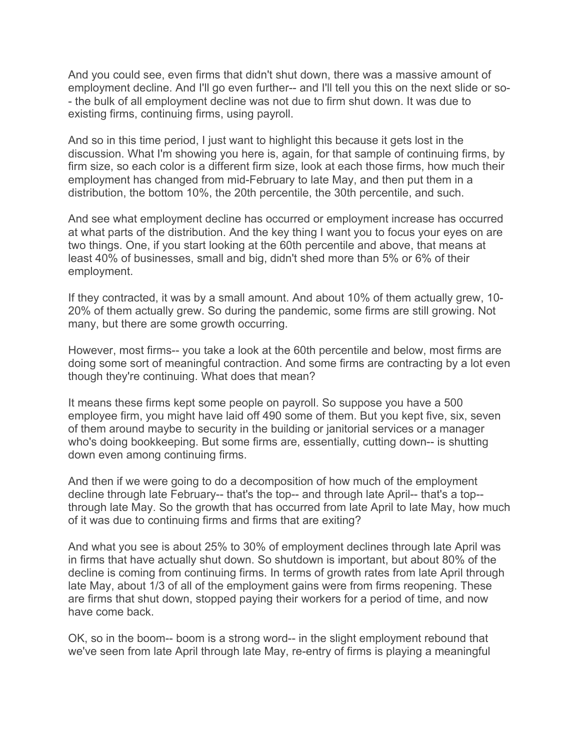And you could see, even firms that didn't shut down, there was a massive amount of employment decline. And I'll go even further-- and I'll tell you this on the next slide or so-- the bulk of all employment decline was not due to firm shut down. It was due to existing firms, continuing firms, using payroll.

And so in this time period, I just want to highlight this because it gets lost in the discussion. What I'm showing you here is, again, for that sample of continuing firms, by firm size, so each color is a different firm size, look at each those firms, how much their employment has changed from mid-February to late May, and then put them in a distribution, the bottom 10%, the 20th percentile, the 30th percentile, and such.

And see what employment decline has occurred or employment increase has occurred at what parts of the distribution. And the key thing I want you to focus your eyes on are two things. One, if you start looking at the 60th percentile and above, that means at least 40% of businesses, small and big, didn't shed more than 5% or 6% of their employment.

If they contracted, it was by a small amount. And about 10% of them actually grew, 10-20% of them actually grew. So during the pandemic, some firms are still growing. Not many, but there are some growth occurring.

However, most firms-- you take a look at the 60th percentile and below, most firms are doing some sort of meaningful contraction. And some firms are contracting by a lot even though they're continuing. What does that mean?

It means these firms kept some people on payroll. So suppose you have a 500 employee firm, you might have laid off 490 some of them. But you kept five, six, seven of them around maybe to security in the building or janitorial services or a manager who's doing bookkeeping. But some firms are, essentially, cutting down-- is shutting down even among continuing firms.

And then if we were going to do a decomposition of how much of the employment decline through late February-- that's the top-- and through late April-- that's a top-- through late May. So the growth that has occurred from late April to late May, how much of it was due to continuing firms and firms that are exiting?

And what you see is about 25% to 30% of employment declines through late April was in firms that have actually shut down. So shutdown is important, but about 80% of the decline is coming from continuing firms. In terms of growth rates from late April through late May, about 1/3 of all of the employment gains were from firms reopening. These are firms that shut down, stopped paying their workers for a period of time, and now have come back.

OK, so in the boom-- boom is a strong word-- in the slight employment rebound that we've seen from late April through late May, re-entry of firms is playing a meaningful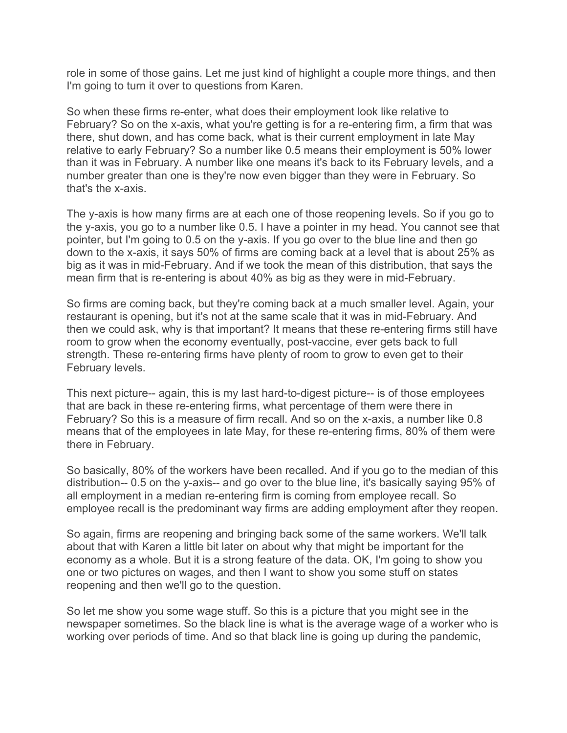role in some of those gains. Let me just kind of highlight a couple more things, and then I'm going to turn it over to questions from Karen.

So when these firms re-enter, what does their employment look like relative to February? So on the x-axis, what you're getting is for a re-entering firm, a firm that was there, shut down, and has come back, what is their current employment in late May relative to early February? So a number like 0.5 means their employment is 50% lower than it was in February. A number like one means it's back to its February levels, and a number greater than one is they're now even bigger than they were in February. So that's the x-axis.

The y-axis is how many firms are at each one of those reopening levels. So if you go to the y-axis, you go to a number like 0.5. I have a pointer in my head. You cannot see that pointer, but I'm going to 0.5 on the y-axis. If you go over to the blue line and then go down to the x-axis, it says 50% of firms are coming back at a level that is about 25% as big as it was in mid-February. And if we took the mean of this distribution, that says the mean firm that is re-entering is about 40% as big as they were in mid-February.

So firms are coming back, but they're coming back at a much smaller level. Again, your restaurant is opening, but it's not at the same scale that it was in mid-February. And then we could ask, why is that important? It means that these re-entering firms still have room to grow when the economy eventually, post-vaccine, ever gets back to full strength. These re-entering firms have plenty of room to grow to even get to their February levels.

This next picture-- again, this is my last hard-to-digest picture-- is of those employees that are back in these re-entering firms, what percentage of them were there in February? So this is a measure of firm recall. And so on the x-axis, a number like 0.8 means that of the employees in late May, for these re-entering firms, 80% of them were there in February.

So basically, 80% of the workers have been recalled. And if you go to the median of this distribution-- 0.5 on the y-axis-- and go over to the blue line, it's basically saying 95% of all employment in a median re-entering firm is coming from employee recall. So employee recall is the predominant way firms are adding employment after they reopen.

So again, firms are reopening and bringing back some of the same workers. We'll talk about that with Karen a little bit later on about why that might be important for the economy as a whole. But it is a strong feature of the data. OK, I'm going to show you one or two pictures on wages, and then I want to show you some stuff on states reopening and then we'll go to the question.

So let me show you some wage stuff. So this is a picture that you might see in the newspaper sometimes. So the black line is what is the average wage of a worker who is working over periods of time. And so that black line is going up during the pandemic,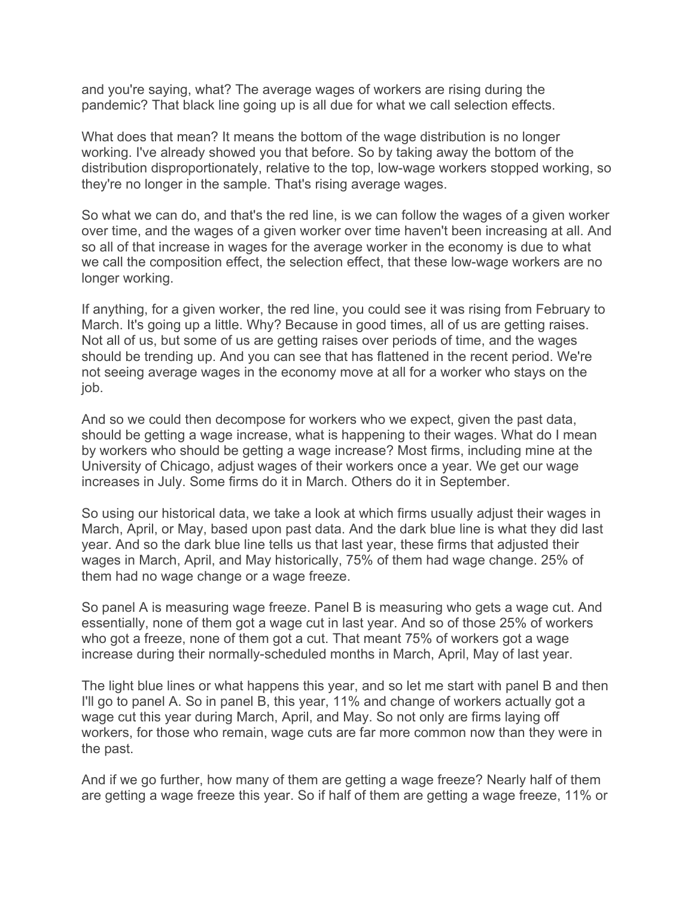and you're saying, what? The average wages of workers are rising during the pandemic? That black line going up is all due for what we call selection effects.

What does that mean? It means the bottom of the wage distribution is no longer working. I've already showed you that before. So by taking away the bottom of the distribution disproportionately, relative to the top, low-wage workers stopped working, so they're no longer in the sample. That's rising average wages.

So what we can do, and that's the red line, is we can follow the wages of a given worker over time, and the wages of a given worker over time haven't been increasing at all. And so all of that increase in wages for the average worker in the economy is due to what we call the composition effect, the selection effect, that these low-wage workers are no longer working.

If anything, for a given worker, the red line, you could see it was rising from February to March. It's going up a little. Why? Because in good times, all of us are getting raises. Not all of us, but some of us are getting raises over periods of time, and the wages should be trending up. And you can see that has flattened in the recent period. We're not seeing average wages in the economy move at all for a worker who stays on the job.

And so we could then decompose for workers who we expect, given the past data, should be getting a wage increase, what is happening to their wages. What do I mean by workers who should be getting a wage increase? Most firms, including mine at the University of Chicago, adjust wages of their workers once a year. We get our wage increases in July. Some firms do it in March. Others do it in September.

So using our historical data, we take a look at which firms usually adjust their wages in March, April, or May, based upon past data. And the dark blue line is what they did last year. And so the dark blue line tells us that last year, these firms that adjusted their wages in March, April, and May historically, 75% of them had wage change. 25% of them had no wage change or a wage freeze.

So panel A is measuring wage freeze. Panel B is measuring who gets a wage cut. And essentially, none of them got a wage cut in last year. And so of those 25% of workers who got a freeze, none of them got a cut. That meant 75% of workers got a wage increase during their normally-scheduled months in March, April, May of last year.

The light blue lines or what happens this year, and so let me start with panel B and then I'll go to panel A. So in panel B, this year, 11% and change of workers actually got a wage cut this year during March, April, and May. So not only are firms laying off workers, for those who remain, wage cuts are far more common now than they were in the past.

And if we go further, how many of them are getting a wage freeze? Nearly half of them are getting a wage freeze this year. So if half of them are getting a wage freeze, 11% or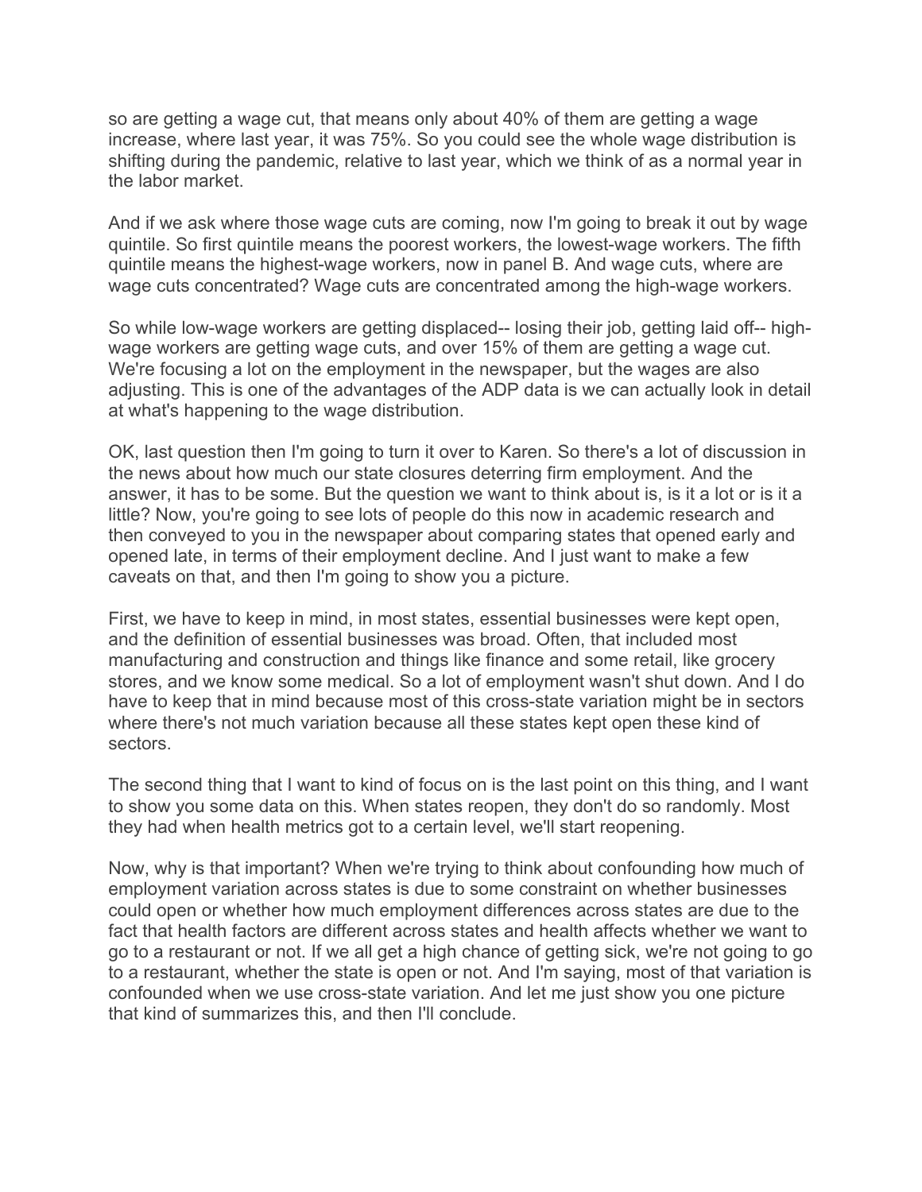so are getting a wage cut, that means only about 40% of them are getting a wage increase, where last year, it was 75%. So you could see the whole wage distribution is shifting during the pandemic, relative to last year, which we think of as a normal year in the labor market.

And if we ask where those wage cuts are coming, now I'm going to break it out by wage quintile. So first quintile means the poorest workers, the lowest-wage workers. The fifth quintile means the highest-wage workers, now in panel B. And wage cuts, where are wage cuts concentrated? Wage cuts are concentrated among the high-wage workers.

So while low-wage workers are getting displaced-- losing their job, getting laid off-- high-wage workers are getting wage cuts, and over 15% of them are getting a wage cut. We're focusing a lot on the employment in the newspaper, but the wages are also adjusting. This is one of the advantages of the ADP data is we can actually look in detail at what's happening to the wage distribution.

OK, last question then I'm going to turn it over to Karen. So there's a lot of discussion in the news about how much our state closures deterring firm employment. And the answer, it has to be some. But the question we want to think about is, is it a lot or is it a little? Now, you're going to see lots of people do this now in academic research and then conveyed to you in the newspaper about comparing states that opened early and opened late, in terms of their employment decline. And I just want to make a few caveats on that, and then I'm going to show you a picture.

First, we have to keep in mind, in most states, essential businesses were kept open, and the definition of essential businesses was broad. Often, that included most manufacturing and construction and things like finance and some retail, like grocery stores, and we know some medical. So a lot of employment wasn't shut down. And I do have to keep that in mind because most of this cross-state variation might be in sectors where there's not much variation because all these states kept open these kind of sectors.

The second thing that I want to kind of focus on is the last point on this thing, and I want to show you some data on this. When states reopen, they don't do so randomly. Most they had when health metrics got to a certain level, we'll start reopening.

Now, why is that important? When we're trying to think about confounding how much of employment variation across states is due to some constraint on whether businesses could open or whether how much employment differences across states are due to the fact that health factors are different across states and health affects whether we want to go to a restaurant or not. If we all get a high chance of getting sick, we're not going to go to a restaurant, whether the state is open or not. And I'm saying, most of that variation is confounded when we use cross-state variation. And let me just show you one picture that kind of summarizes this, and then I'll conclude.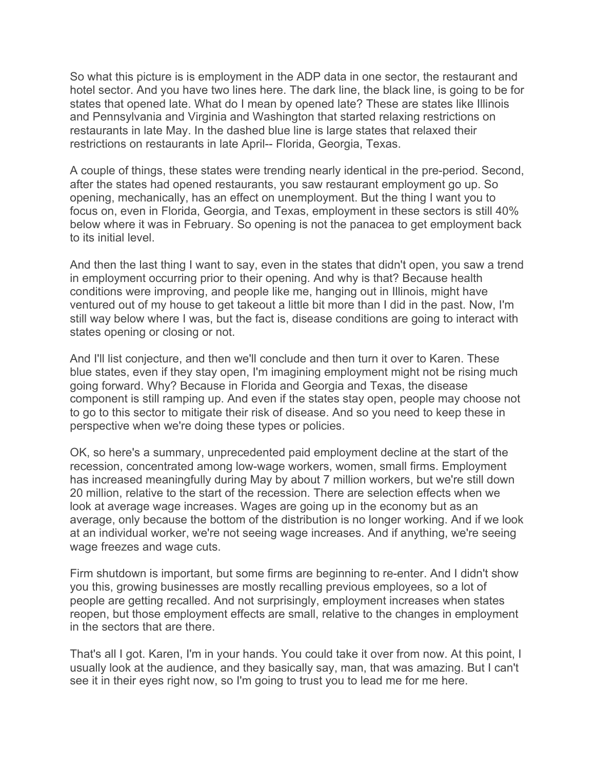So what this picture is is employment in the ADP data in one sector, the restaurant and hotel sector. And you have two lines here. The dark line, the black line, is going to be for states that opened late. What do I mean by opened late? These are states like Illinois and Pennsylvania and Virginia and Washington that started relaxing restrictions on restaurants in late May. In the dashed blue line is large states that relaxed their restrictions on restaurants in late April-- Florida, Georgia, Texas.

A couple of things, these states were trending nearly identical in the pre-period. Second, after the states had opened restaurants, you saw restaurant employment go up. So opening, mechanically, has an effect on unemployment. But the thing I want you to focus on, even in Florida, Georgia, and Texas, employment in these sectors is still 40% below where it was in February. So opening is not the panacea to get employment back to its initial level.

And then the last thing I want to say, even in the states that didn't open, you saw a trend in employment occurring prior to their opening. And why is that? Because health conditions were improving, and people like me, hanging out in Illinois, might have ventured out of my house to get takeout a little bit more than I did in the past. Now, I'm still way below where I was, but the fact is, disease conditions are going to interact with states opening or closing or not.

And I'll list conjecture, and then we'll conclude and then turn it over to Karen. These blue states, even if they stay open, I'm imagining employment might not be rising much going forward. Why? Because in Florida and Georgia and Texas, the disease component is still ramping up. And even if the states stay open, people may choose not to go to this sector to mitigate their risk of disease. And so you need to keep these in perspective when we're doing these types or policies.

OK, so here's a summary, unprecedented paid employment decline at the start of the recession, concentrated among low-wage workers, women, small firms. Employment has increased meaningfully during May by about 7 million workers, but we're still down 20 million, relative to the start of the recession. There are selection effects when we look at average wage increases. Wages are going up in the economy but as an average, only because the bottom of the distribution is no longer working. And if we look at an individual worker, we're not seeing wage increases. And if anything, we're seeing wage freezes and wage cuts.

Firm shutdown is important, but some firms are beginning to re-enter. And I didn't show you this, growing businesses are mostly recalling previous employees, so a lot of people are getting recalled. And not surprisingly, employment increases when states reopen, but those employment effects are small, relative to the changes in employment in the sectors that are there.

That's all I got. Karen, I'm in your hands. You could take it over from now. At this point, I usually look at the audience, and they basically say, man, that was amazing. But I can't see it in their eyes right now, so I'm going to trust you to lead me for me here.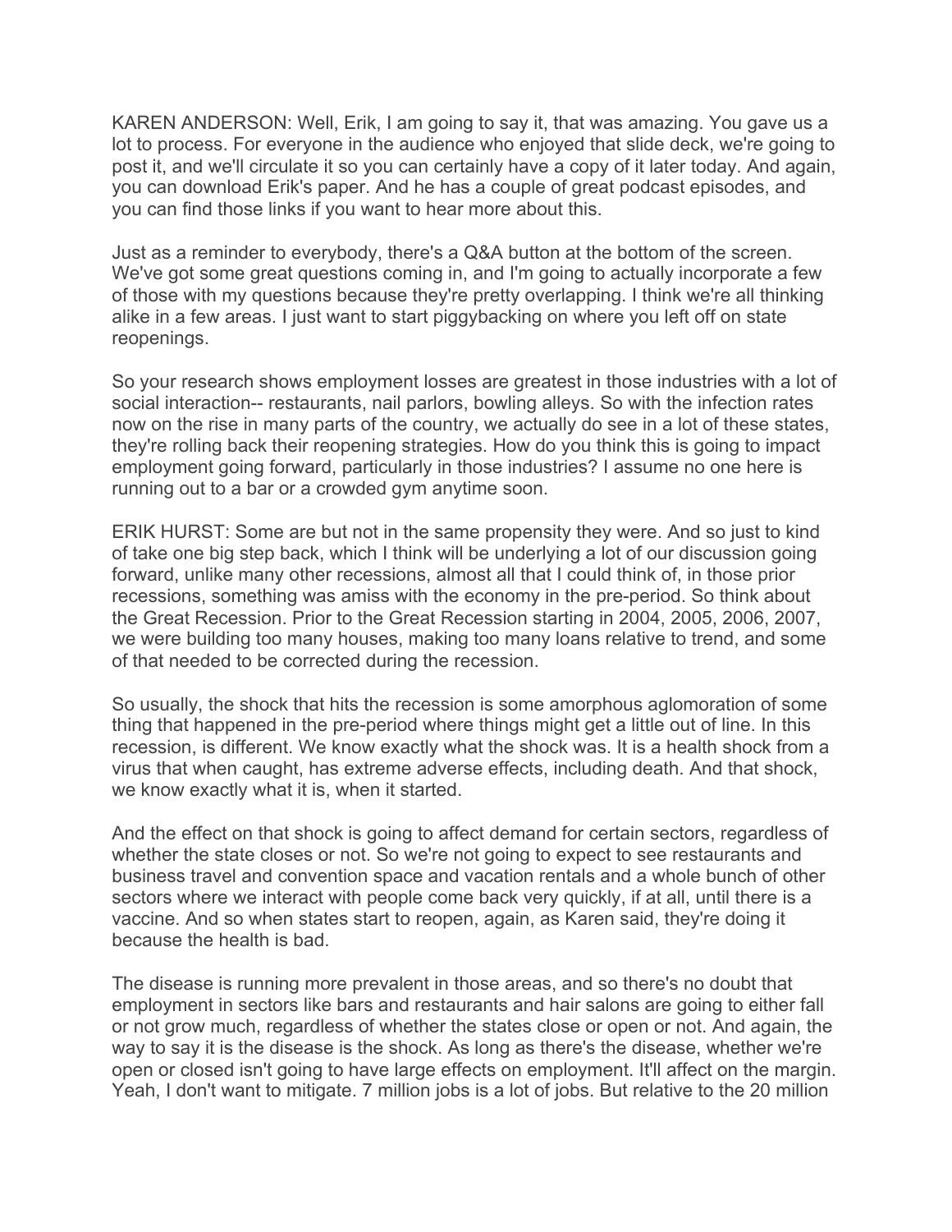KAREN ANDERSON: Well, Erik, I am going to say it, that was amazing. You gave us a lot to process. For everyone in the audience who enjoyed that slide deck, we're going to post it, and we'll circulate it so you can certainly have a copy of it later today. And again, you can download Erik's paper. And he has a couple of great podcast episodes, and you can find those links if you want to hear more about this.

Just as a reminder to everybody, there's a Q&A button at the bottom of the screen. We've got some great questions coming in, and I'm going to actually incorporate a few of those with my questions because they're pretty overlapping. I think we're all thinking alike in a few areas. I just want to start piggybacking on where you left off on state reopenings.

So your research shows employment losses are greatest in those industries with a lot of social interaction-- restaurants, nail parlors, bowling alleys. So with the infection rates now on the rise in many parts of the country, we actually do see in a lot of these states, they're rolling back their reopening strategies. How do you think this is going to impact employment going forward, particularly in those industries? I assume no one here is running out to a bar or a crowded gym anytime soon.

ERIK HURST: Some are but not in the same propensity they were. And so just to kind of take one big step back, which I think will be underlying a lot of our discussion going forward, unlike many other recessions, almost all that I could think of, in those prior recessions, something was amiss with the economy in the pre-period. So think about the Great Recession. Prior to the Great Recession starting in 2004, 2005, 2006, 2007, we were building too many houses, making too many loans relative to trend, and some of that needed to be corrected during the recession.

So usually, the shock that hits the recession is some amorphous aglomoration of some thing that happened in the pre-period where things might get a little out of line. In this recession, is different. We know exactly what the shock was. It is a health shock from a virus that when caught, has extreme adverse effects, including death. And that shock, we know exactly what it is, when it started.

And the effect on that shock is going to affect demand for certain sectors, regardless of whether the state closes or not. So we're not going to expect to see restaurants and business travel and convention space and vacation rentals and a whole bunch of other sectors where we interact with people come back very quickly, if at all, until there is a vaccine. And so when states start to reopen, again, as Karen said, they're doing it because the health is bad.

The disease is running more prevalent in those areas, and so there's no doubt that employment in sectors like bars and restaurants and hair salons are going to either fall or not grow much, regardless of whether the states close or open or not. And again, the way to say it is the disease is the shock. As long as there's the disease, whether we're open or closed isn't going to have large effects on employment. It'll affect on the margin. Yeah, I don't want to mitigate. 7 million jobs is a lot of jobs. But relative to the 20 million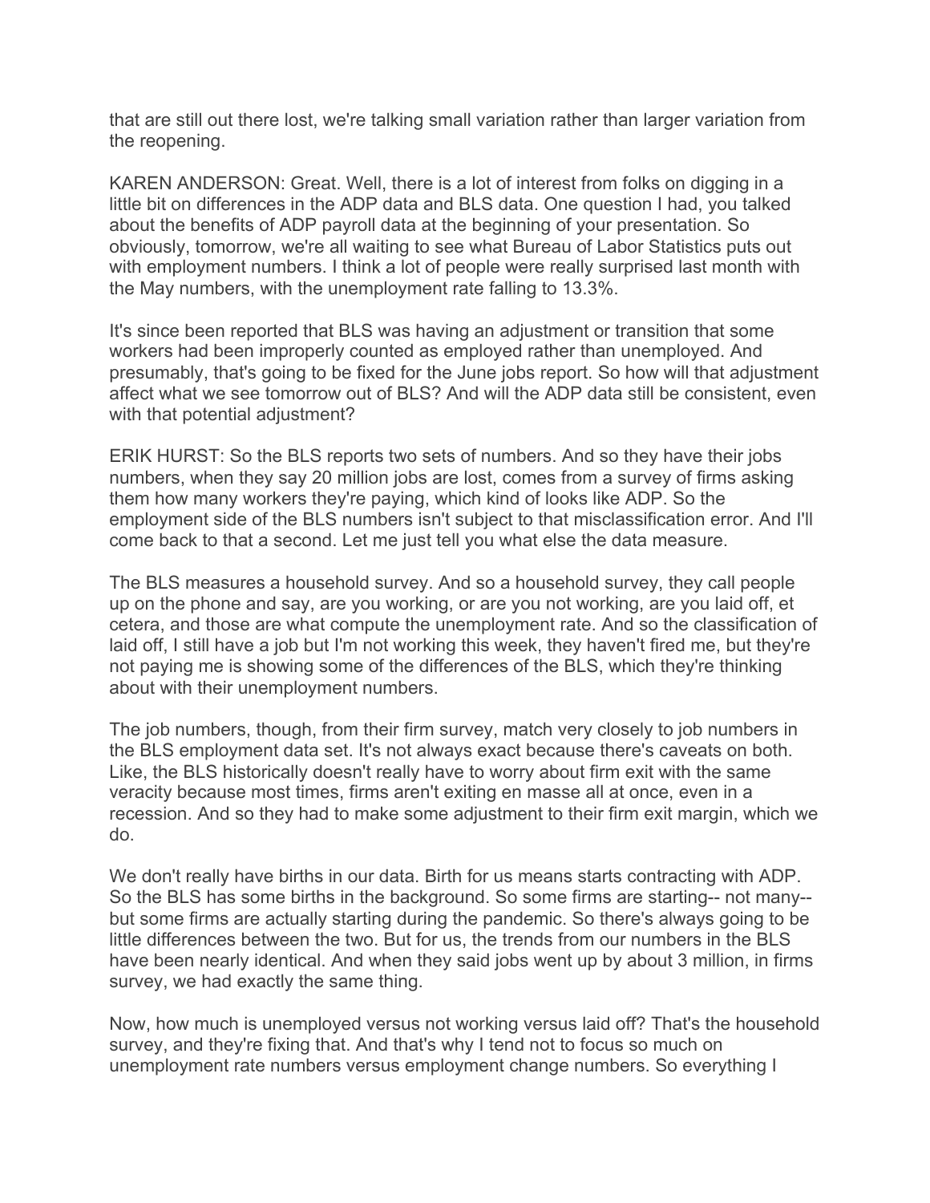that are still out there lost, we're talking small variation rather than larger variation from the reopening.

KAREN ANDERSON: Great. Well, there is a lot of interest from folks on digging in a little bit on differences in the ADP data and BLS data. One question I had, you talked about the benefits of ADP payroll data at the beginning of your presentation. So obviously, tomorrow, we're all waiting to see what Bureau of Labor Statistics puts out with employment numbers. I think a lot of people were really surprised last month with the May numbers, with the unemployment rate falling to 13.3%.

It's since been reported that BLS was having an adjustment or transition that some workers had been improperly counted as employed rather than unemployed. And presumably, that's going to be fixed for the June jobs report. So how will that adjustment affect what we see tomorrow out of BLS? And will the ADP data still be consistent, even with that potential adjustment?

ERIK HURST: So the BLS reports two sets of numbers. And so they have their jobs numbers, when they say 20 million jobs are lost, comes from a survey of firms asking them how many workers they're paying, which kind of looks like ADP. So the employment side of the BLS numbers isn't subject to that misclassification error. And I'll come back to that a second. Let me just tell you what else the data measure.

The BLS measures a household survey. And so a household survey, they call people up on the phone and say, are you working, or are you not working, are you laid off, et cetera, and those are what compute the unemployment rate. And so the classification of laid off, I still have a job but I'm not working this week, they haven't fired me, but they're not paying me is showing some of the differences of the BLS, which they're thinking about with their unemployment numbers.

The job numbers, though, from their firm survey, match very closely to job numbers in the BLS employment data set. It's not always exact because there's caveats on both. Like, the BLS historically doesn't really have to worry about firm exit with the same veracity because most times, firms aren't exiting en masse all at once, even in a recession. And so they had to make some adjustment to their firm exit margin, which we do.

We don't really have births in our data. Birth for us means starts contracting with ADP. So the BLS has some births in the background. So some firms are starting-- not many-- but some firms are actually starting during the pandemic. So there's always going to be little differences between the two. But for us, the trends from our numbers in the BLS have been nearly identical. And when they said jobs went up by about 3 million, in firms survey, we had exactly the same thing.

Now, how much is unemployed versus not working versus laid off? That's the household survey, and they're fixing that. And that's why I tend not to focus so much on unemployment rate numbers versus employment change numbers. So everything I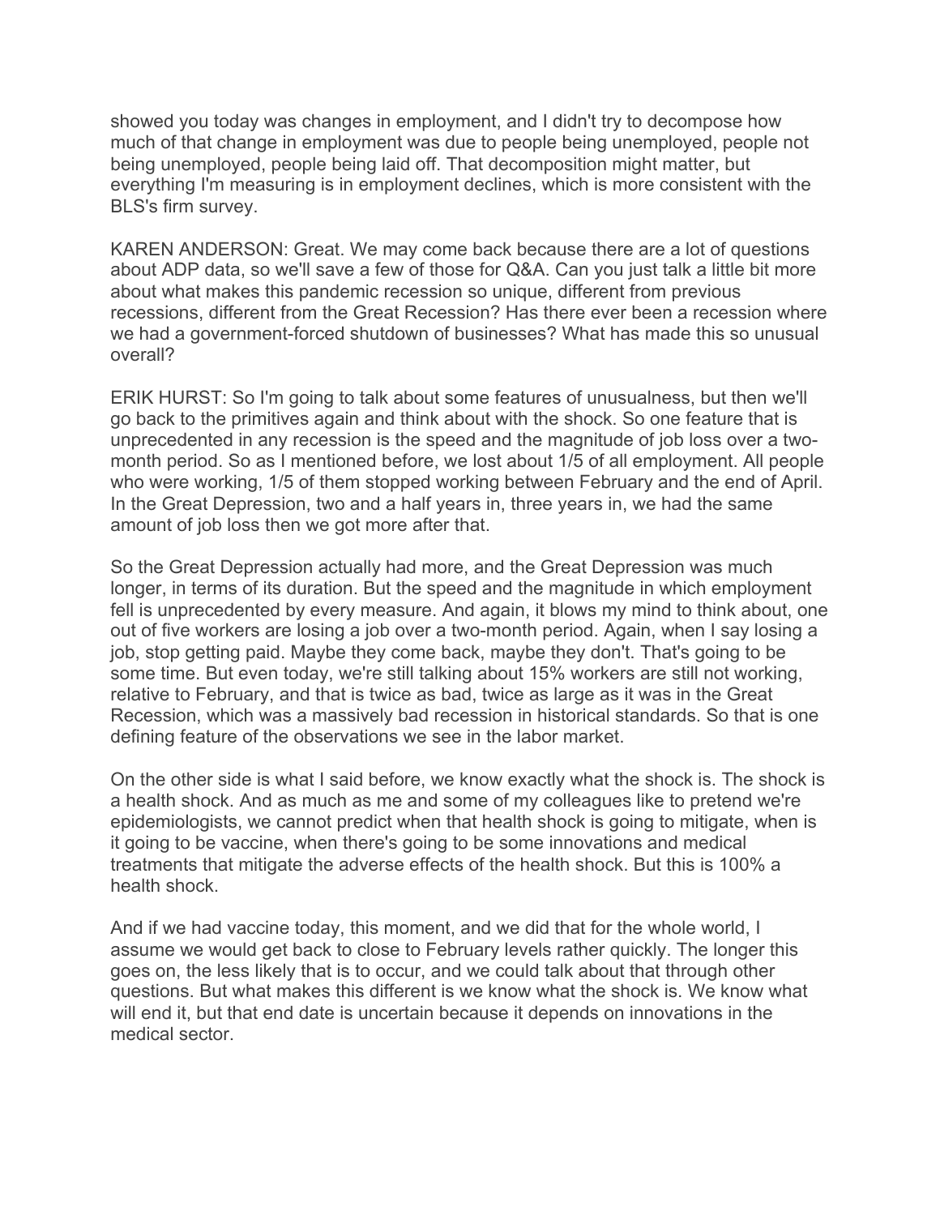showed you today was changes in employment, and I didn't try to decompose how much of that change in employment was due to people being unemployed, people not being unemployed, people being laid off. That decomposition might matter, but everything I'm measuring is in employment declines, which is more consistent with the BLS's firm survey.

KAREN ANDERSON: Great. We may come back because there are a lot of questions about ADP data, so we'll save a few of those for Q&A. Can you just talk a little bit more about what makes this pandemic recession so unique, different from previous recessions, different from the Great Recession? Has there ever been a recession where we had a government-forced shutdown of businesses? What has made this so unusual overall?

ERIK HURST: So I'm going to talk about some features of unusualness, but then we'll go back to the primitives again and think about with the shock. So one feature that is unprecedented in any recession is the speed and the magnitude of job loss over a two-month period. So as I mentioned before, we lost about 1/5 of all employment. All people who were working, 1/5 of them stopped working between February and the end of April. In the Great Depression, two and a half years in, three years in, we had the same amount of job loss then we got more after that.

So the Great Depression actually had more, and the Great Depression was much longer, in terms of its duration. But the speed and the magnitude in which employment fell is unprecedented by every measure. And again, it blows my mind to think about, one out of five workers are losing a job over a two-month period. Again, when I say losing a job, stop getting paid. Maybe they come back, maybe they don't. That's going to be some time. But even today, we're still talking about 15% workers are still not working, relative to February, and that is twice as bad, twice as large as it was in the Great Recession, which was a massively bad recession in historical standards. So that is one defining feature of the observations we see in the labor market.

On the other side is what I said before, we know exactly what the shock is. The shock is a health shock. And as much as me and some of my colleagues like to pretend we're epidemiologists, we cannot predict when that health shock is going to mitigate, when is it going to be vaccine, when there's going to be some innovations and medical treatments that mitigate the adverse effects of the health shock. But this is 100% a health shock.

And if we had vaccine today, this moment, and we did that for the whole world, I assume we would get back to close to February levels rather quickly. The longer this goes on, the less likely that is to occur, and we could talk about that through other questions. But what makes this different is we know what the shock is. We know what will end it, but that end date is uncertain because it depends on innovations in the medical sector.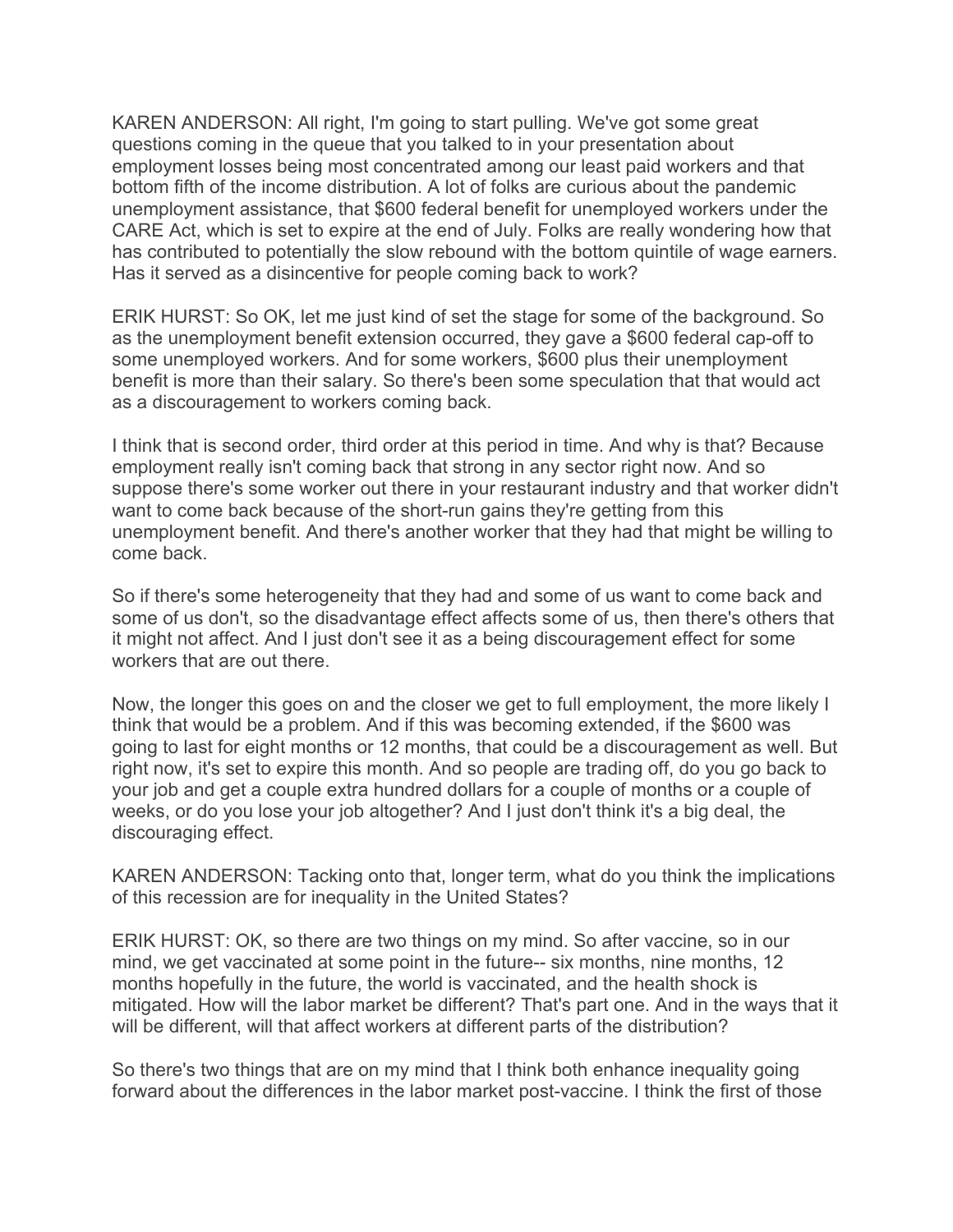KAREN ANDERSON: All right, I'm going to start pulling. We've got some great questions coming in the queue that you talked to in your presentation about employment losses being most concentrated among our least paid workers and that bottom fifth of the income distribution. A lot of folks are curious about the pandemic unemployment assistance, that $600 federal benefit for unemployed workers under the CARE Act, which is set to expire at the end of July. Folks are really wondering how that has contributed to potentially the slow rebound with the bottom quintile of wage earners. Has it served as a disincentive for people coming back to work?

ERIK HURST: So OK, let me just kind of set the stage for some of the background. So as the unemployment benefit extension occurred, they gave a $600 federal cap-off to some unemployed workers. And for some workers, $600 plus their unemployment benefit is more than their salary. So there's been some speculation that that would act as a discouragement to workers coming back.

I think that is second order, third order at this period in time. And why is that? Because employment really isn't coming back that strong in any sector right now. And so suppose there's some worker out there in your restaurant industry and that worker didn't want to come back because of the short-run gains they're getting from this unemployment benefit. And there's another worker that they had that might be willing to come back.

So if there's some heterogeneity that they had and some of us want to come back and some of us don't, so the disadvantage effect affects some of us, then there's others that it might not affect. And I just don't see it as a being discouragement effect for some workers that are out there.

Now, the longer this goes on and the closer we get to full employment, the more likely I think that would be a problem. And if this was becoming extended, if the $600 was going to last for eight months or 12 months, that could be a discouragement as well. But right now, it's set to expire this month. And so people are trading off, do you go back to your job and get a couple extra hundred dollars for a couple of months or a couple of weeks, or do you lose your job altogether? And I just don't think it's a big deal, the discouraging effect.

KAREN ANDERSON: Tacking onto that, longer term, what do you think the implications of this recession are for inequality in the United States?

ERIK HURST: OK, so there are two things on my mind. So after vaccine, so in our mind, we get vaccinated at some point in the future-- six months, nine months, 12 months hopefully in the future, the world is vaccinated, and the health shock is mitigated. How will the labor market be different? That's part one. And in the ways that it will be different, will that affect workers at different parts of the distribution?

So there's two things that are on my mind that I think both enhance inequality going forward about the differences in the labor market post-vaccine. I think the first of those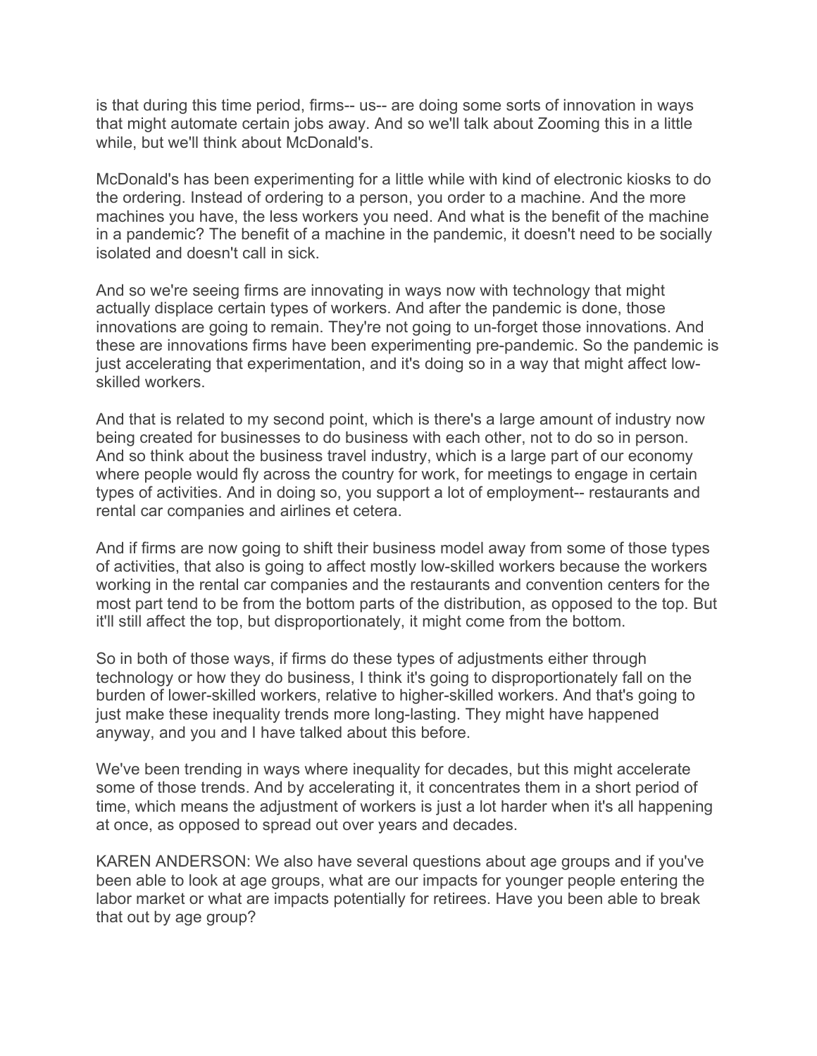is that during this time period, firms-- us-- are doing some sorts of innovation in ways that might automate certain jobs away. And so we'll talk about Zooming this in a little while, but we'll think about McDonald's.

McDonald's has been experimenting for a little while with kind of electronic kiosks to do the ordering. Instead of ordering to a person, you order to a machine. And the more machines you have, the less workers you need. And what is the benefit of the machine in a pandemic? The benefit of a machine in the pandemic, it doesn't need to be socially isolated and doesn't call in sick.

And so we're seeing firms are innovating in ways now with technology that might actually displace certain types of workers. And after the pandemic is done, those innovations are going to remain. They're not going to un-forget those innovations. And these are innovations firms have been experimenting pre-pandemic. So the pandemic is just accelerating that experimentation, and it's doing so in a way that might affect low-skilled workers.

And that is related to my second point, which is there's a large amount of industry now being created for businesses to do business with each other, not to do so in person. And so think about the business travel industry, which is a large part of our economy where people would fly across the country for work, for meetings to engage in certain types of activities. And in doing so, you support a lot of employment-- restaurants and rental car companies and airlines et cetera.

And if firms are now going to shift their business model away from some of those types of activities, that also is going to affect mostly low-skilled workers because the workers working in the rental car companies and the restaurants and convention centers for the most part tend to be from the bottom parts of the distribution, as opposed to the top. But it'll still affect the top, but disproportionately, it might come from the bottom.

So in both of those ways, if firms do these types of adjustments either through technology or how they do business, I think it's going to disproportionately fall on the burden of lower-skilled workers, relative to higher-skilled workers. And that's going to just make these inequality trends more long-lasting. They might have happened anyway, and you and I have talked about this before.

We've been trending in ways where inequality for decades, but this might accelerate some of those trends. And by accelerating it, it concentrates them in a short period of time, which means the adjustment of workers is just a lot harder when it's all happening at once, as opposed to spread out over years and decades.

KAREN ANDERSON: We also have several questions about age groups and if you've been able to look at age groups, what are our impacts for younger people entering the labor market or what are impacts potentially for retirees. Have you been able to break that out by age group?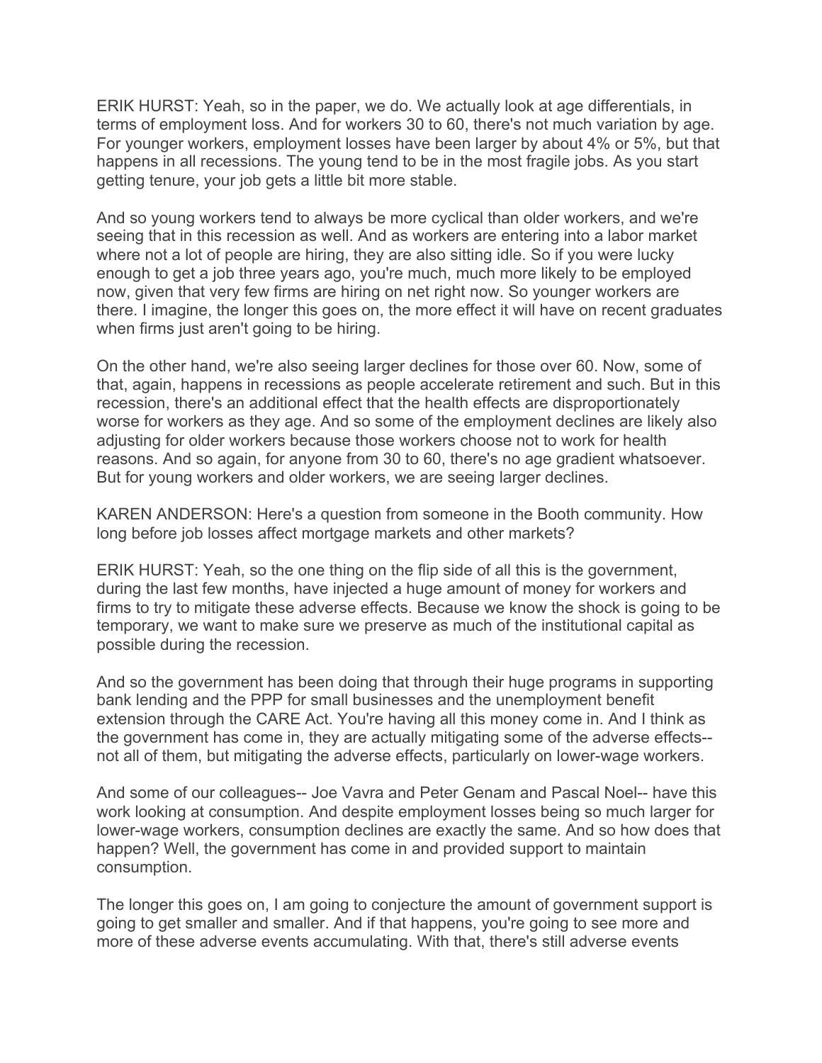ERIK HURST: Yeah, so in the paper, we do. We actually look at age differentials, in terms of employment loss. And for workers 30 to 60, there's not much variation by age. For younger workers, employment losses have been larger by about 4% or 5%, but that happens in all recessions. The young tend to be in the most fragile jobs. As you start getting tenure, your job gets a little bit more stable.

And so young workers tend to always be more cyclical than older workers, and we're seeing that in this recession as well. And as workers are entering into a labor market where not a lot of people are hiring, they are also sitting idle. So if you were lucky enough to get a job three years ago, you're much, much more likely to be employed now, given that very few firms are hiring on net right now. So younger workers are there. I imagine, the longer this goes on, the more effect it will have on recent graduates when firms just aren't going to be hiring.

On the other hand, we're also seeing larger declines for those over 60. Now, some of that, again, happens in recessions as people accelerate retirement and such. But in this recession, there's an additional effect that the health effects are disproportionately worse for workers as they age. And so some of the employment declines are likely also adjusting for older workers because those workers choose not to work for health reasons. And so again, for anyone from 30 to 60, there's no age gradient whatsoever. But for young workers and older workers, we are seeing larger declines.

KAREN ANDERSON: Here's a question from someone in the Booth community. How long before job losses affect mortgage markets and other markets?

ERIK HURST: Yeah, so the one thing on the flip side of all this is the government, during the last few months, have injected a huge amount of money for workers and firms to try to mitigate these adverse effects. Because we know the shock is going to be temporary, we want to make sure we preserve as much of the institutional capital as possible during the recession.

And so the government has been doing that through their huge programs in supporting bank lending and the PPP for small businesses and the unemployment benefit extension through the CARE Act. You're having all this money come in. And I think as the government has come in, they are actually mitigating some of the adverse effects-- not all of them, but mitigating the adverse effects, particularly on lower-wage workers.

And some of our colleagues-- Joe Vavra and Peter Genam and Pascal Noel-- have this work looking at consumption. And despite employment losses being so much larger for lower-wage workers, consumption declines are exactly the same. And so how does that happen? Well, the government has come in and provided support to maintain consumption.

The longer this goes on, I am going to conjecture the amount of government support is going to get smaller and smaller. And if that happens, you're going to see more and more of these adverse events accumulating. With that, there's still adverse events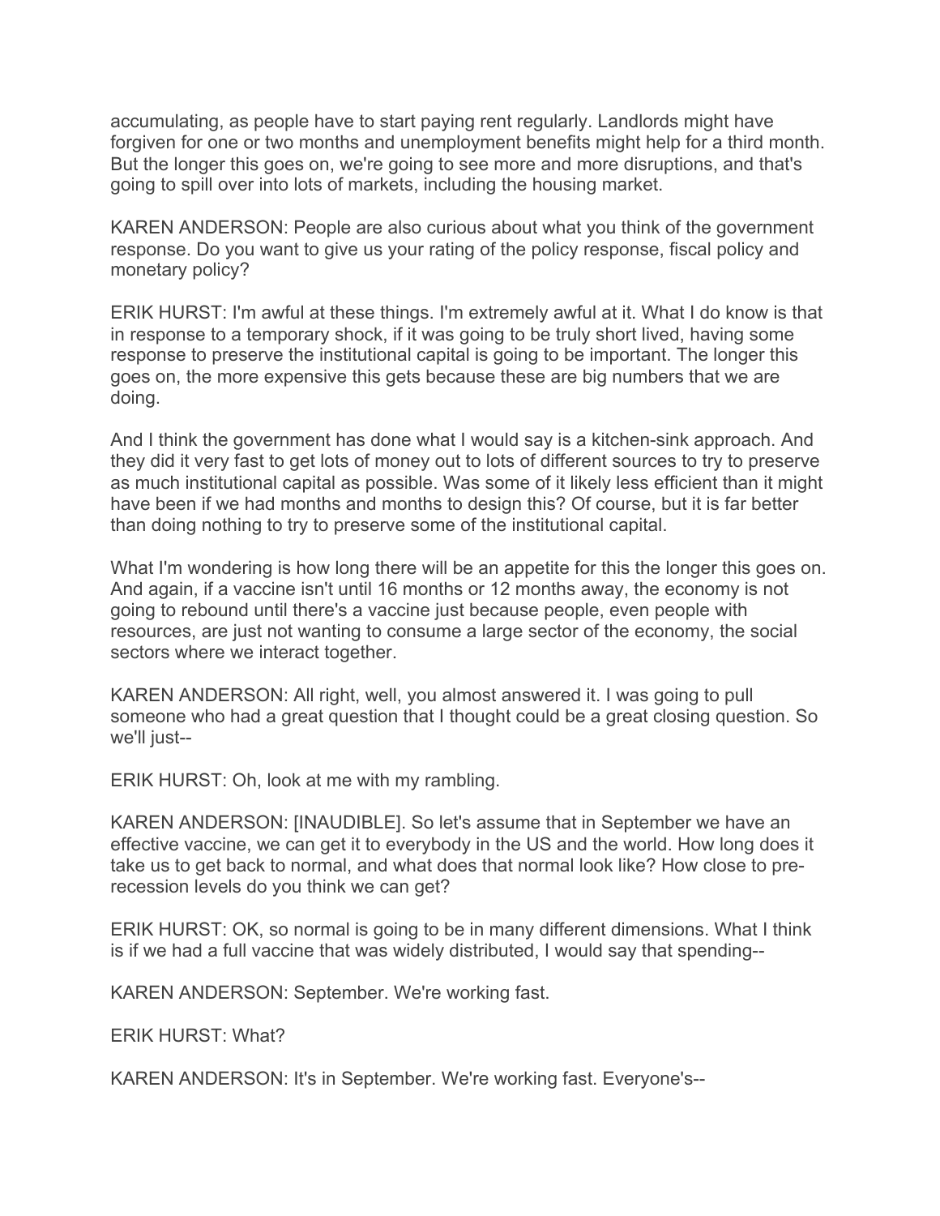accumulating, as people have to start paying rent regularly. Landlords might have forgiven for one or two months and unemployment benefits might help for a third month. But the longer this goes on, we're going to see more and more disruptions, and that's going to spill over into lots of markets, including the housing market.

KAREN ANDERSON: People are also curious about what you think of the government response. Do you want to give us your rating of the policy response, fiscal policy and monetary policy?

ERIK HURST: I'm awful at these things. I'm extremely awful at it. What I do know is that in response to a temporary shock, if it was going to be truly short lived, having some response to preserve the institutional capital is going to be important. The longer this goes on, the more expensive this gets because these are big numbers that we are doing.

And I think the government has done what I would say is a kitchen-sink approach. And they did it very fast to get lots of money out to lots of different sources to try to preserve as much institutional capital as possible. Was some of it likely less efficient than it might have been if we had months and months to design this? Of course, but it is far better than doing nothing to try to preserve some of the institutional capital.

What I'm wondering is how long there will be an appetite for this the longer this goes on. And again, if a vaccine isn't until 16 months or 12 months away, the economy is not going to rebound until there's a vaccine just because people, even people with resources, are just not wanting to consume a large sector of the economy, the social sectors where we interact together.

KAREN ANDERSON: All right, well, you almost answered it. I was going to pull someone who had a great question that I thought could be a great closing question. So we'll just--

ERIK HURST: Oh, look at me with my rambling.

KAREN ANDERSON: [INAUDIBLE]. So let's assume that in September we have an effective vaccine, we can get it to everybody in the US and the world. How long does it take us to get back to normal, and what does that normal look like? How close to pre-recession levels do you think we can get?

ERIK HURST: OK, so normal is going to be in many different dimensions. What I think is if we had a full vaccine that was widely distributed, I would say that spending--

KAREN ANDERSON: September. We're working fast.

ERIK HURST: What?

KAREN ANDERSON: It's in September. We're working fast. Everyone's--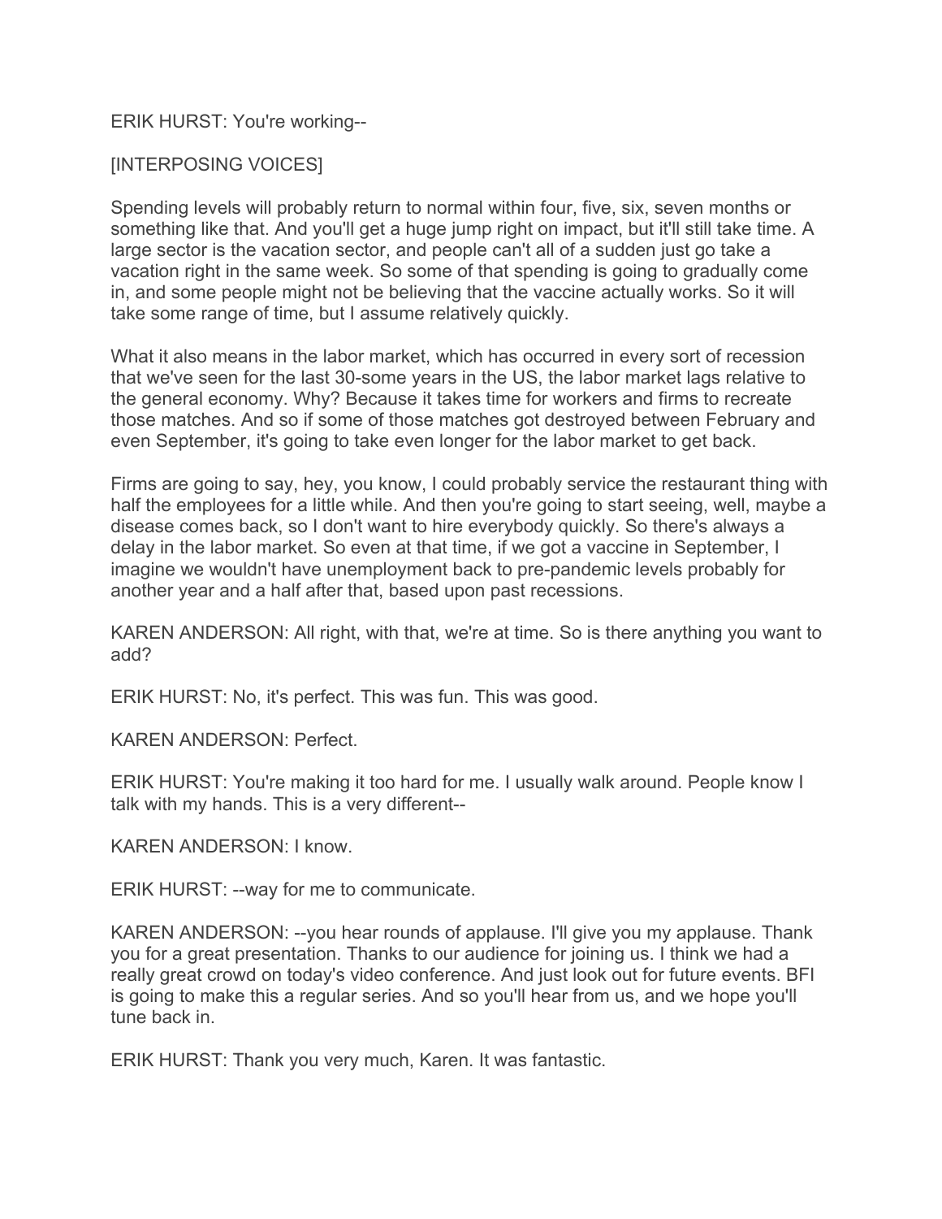ERIK HURST: You're working--

[INTERPOSING VOICES]

Spending levels will probably return to normal within four, five, six, seven months or something like that. And you'll get a huge jump right on impact, but it'll still take time. A large sector is the vacation sector, and people can't all of a sudden just go take a vacation right in the same week. So some of that spending is going to gradually come in, and some people might not be believing that the vaccine actually works. So it will take some range of time, but I assume relatively quickly.

What it also means in the labor market, which has occurred in every sort of recession that we've seen for the last 30-some years in the US, the labor market lags relative to the general economy. Why? Because it takes time for workers and firms to recreate those matches. And so if some of those matches got destroyed between February and even September, it's going to take even longer for the labor market to get back.

Firms are going to say, hey, you know, I could probably service the restaurant thing with half the employees for a little while. And then you're going to start seeing, well, maybe a disease comes back, so I don't want to hire everybody quickly. So there's always a delay in the labor market. So even at that time, if we got a vaccine in September, I imagine we wouldn't have unemployment back to pre-pandemic levels probably for another year and a half after that, based upon past recessions.

KAREN ANDERSON: All right, with that, we're at time. So is there anything you want to add?

ERIK HURST: No, it's perfect. This was fun. This was good.

KAREN ANDERSON: Perfect.

ERIK HURST: You're making it too hard for me. I usually walk around. People know I talk with my hands. This is a very different--

KAREN ANDERSON: I know.

ERIK HURST: --way for me to communicate.

KAREN ANDERSON: --you hear rounds of applause. I'll give you my applause. Thank you for a great presentation. Thanks to our audience for joining us. I think we had a really great crowd on today's video conference. And just look out for future events. BFI is going to make this a regular series. And so you'll hear from us, and we hope you'll tune back in.

ERIK HURST: Thank you very much, Karen. It was fantastic.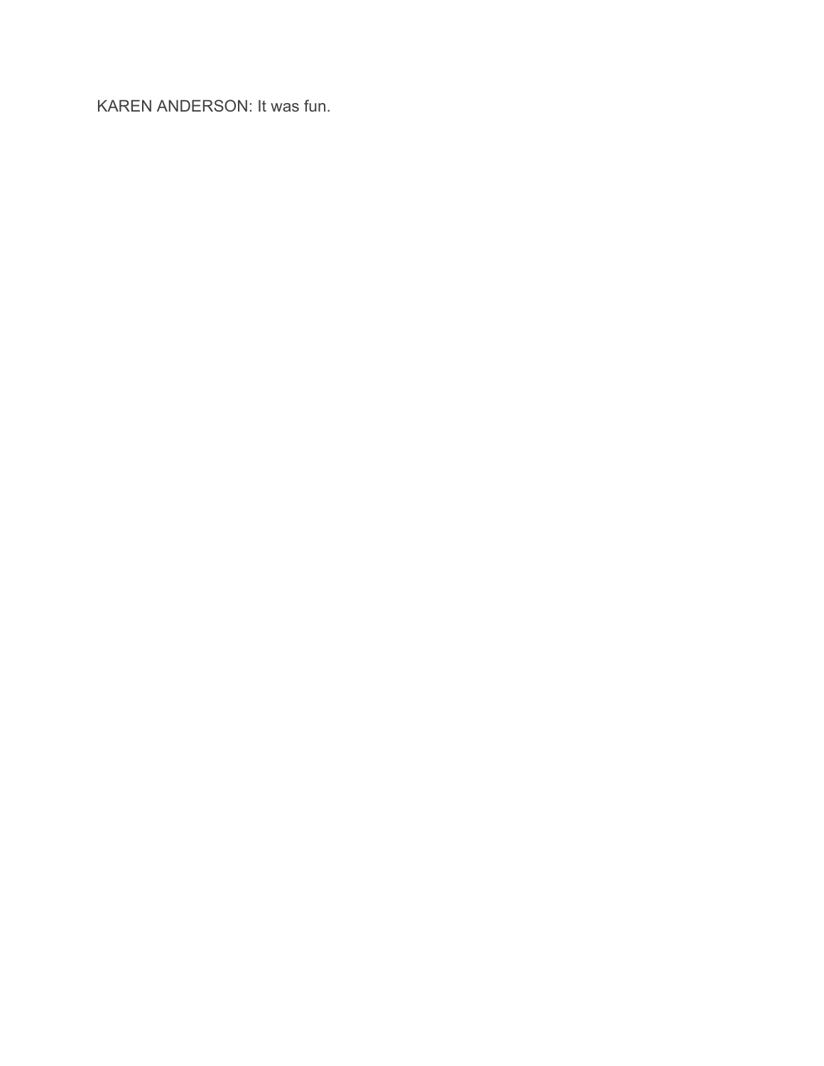KAREN ANDERSON: It was fun.